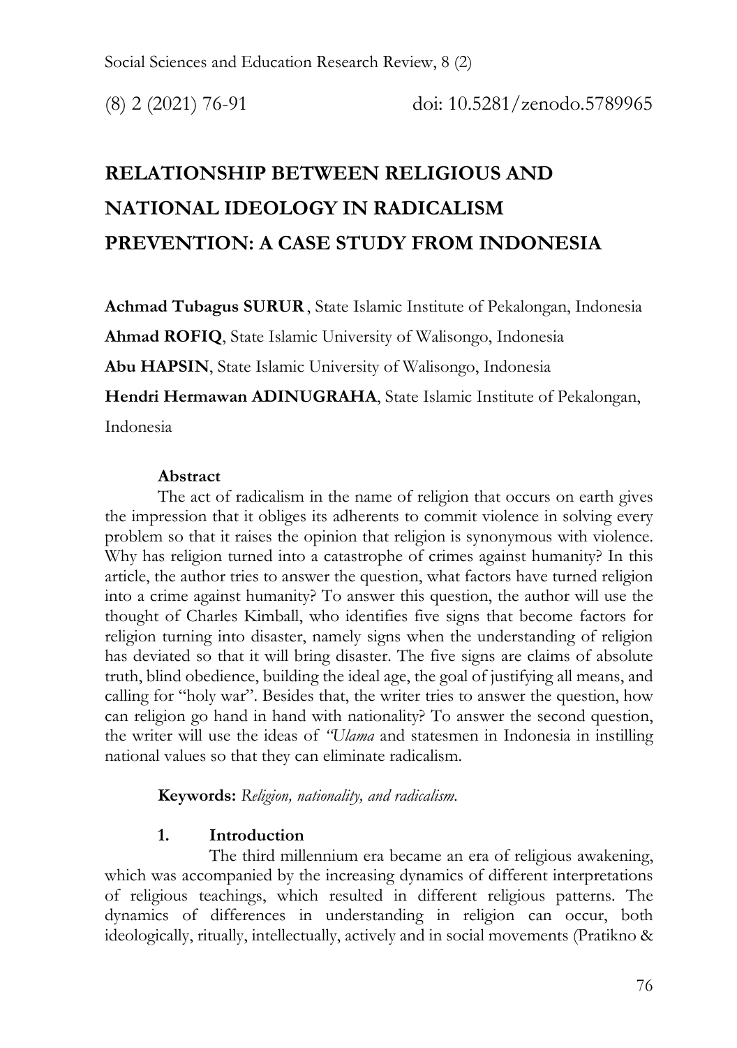# RELATIONSHIP BETWEEN RELIGIOUS AND NATIONAL IDEOLOGY IN RADICALISM PREVENTION: A CASE STUDY FROM INDONESIA

**Achmad Tubagus SURUR**, State Islamic Institute of Pekalongan, Indonesia

**Ahmad ROFIQ**, State Islamic University of Walisongo, Indonesia

**Abu HAPSIN**, State Islamic University of Walisongo, Indonesia

**Hendri Hermawan ADINUGRAHA**, State Islamic Institute of Pekalongan, Indonesia

**Abstract**

The act of radicalism in the name of religion that occurs on earth gives the impression that it obliges its adherents to commit violence in solving every problem so that it raises the opinion that religion is synonymous with violence. Why has religion turned into a catastrophe of crimes against humanity? In this article, the author tries to answer the question, what factors have turned religion into a crime against humanity? To answer this question, the author will use the thought of Charles Kimball, who identifies five signs that become factors for religion turning into disaster, namely signs when the understanding of religion has deviated so that it will bring disaster. The five signs are claims of absolute truth, blind obedience, building the ideal age, the goal of justifying all means, and calling for "holy war". Besides that, the writer tries to answer the question, how can religion go hand in hand with nationality? To answer the second question, the writer will use the ideas of *"Ulama* and statesmen in Indonesia in instilling national values so that they can eliminate radicalism.

**Keywords:** *Religion, nationality, and radicalism.*

## 1. Introduction

The third millennium era became an era of religious awakening, which was accompanied by the increasing dynamics of different interpretations of religious teachings, which resulted in different religious patterns. The dynamics of differences in understanding in religion can occur, both ideologically, ritually, intellectually, actively and in social movements (Pratikno &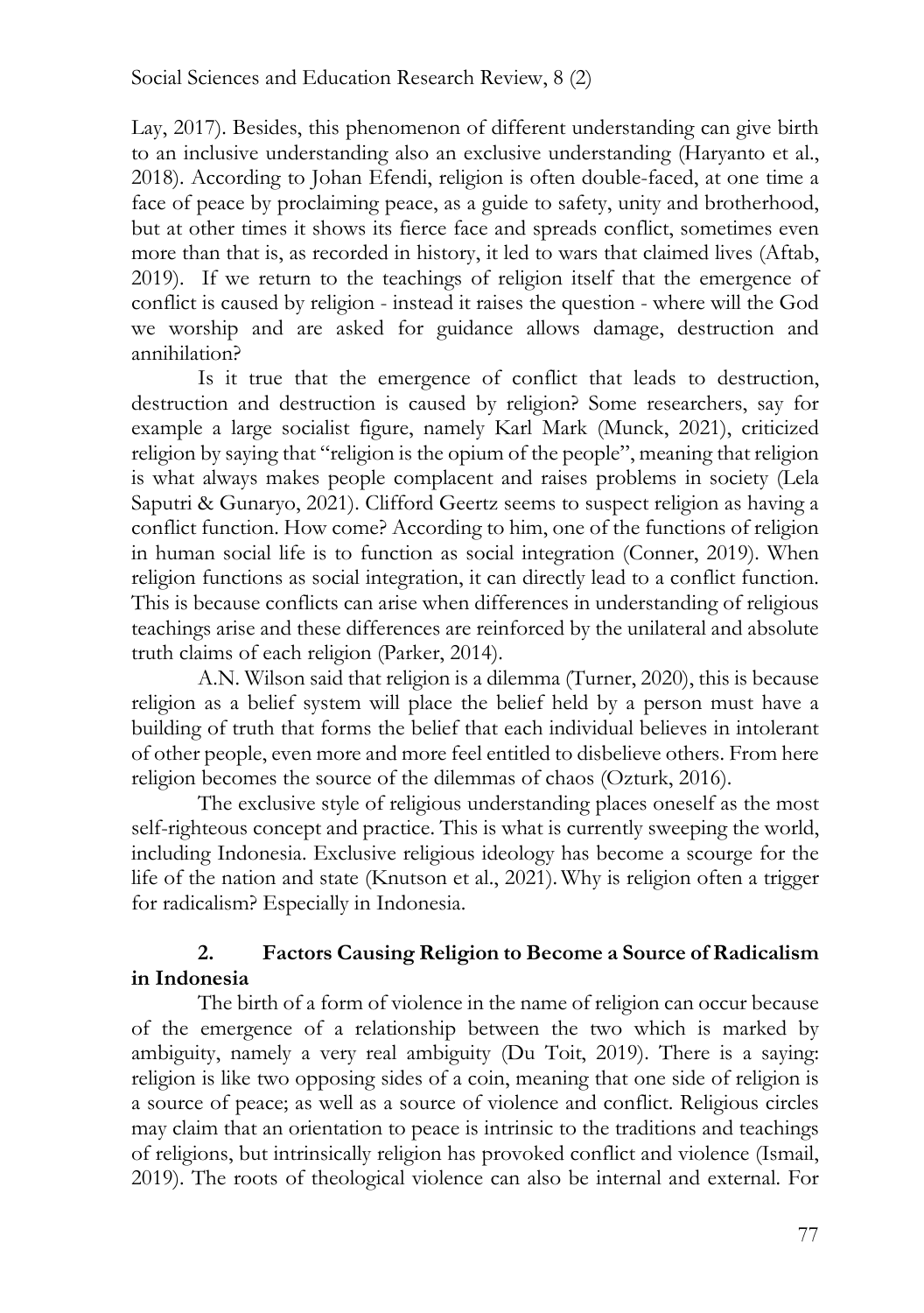Lay, 2017). Besides, this phenomenon of different understanding can give birth to an inclusive understanding also an exclusive understanding (Haryanto et al., 2018). According to Johan Efendi, religion is often double-faced, at one time a face of peace by proclaiming peace, as a guide to safety, unity and brotherhood, but at other times it shows its fierce face and spreads conflict, sometimes even more than that is, as recorded in history, it led to wars that claimed lives (Aftab, 2019). If we return to the teachings of religion itself that the emergence of conflict is caused by religion - instead it raises the question - where will the God we worship and are asked for guidance allows damage, destruction and annihilation?

Is it true that the emergence of conflict that leads to destruction, destruction and destruction is caused by religion? Some researchers, say for example a large socialist figure, namely Karl Mark (Munck, 2021), criticized religion by saying that "religion is the opium of the people", meaning that religion is what always makes people complacent and raises problems in society (Lela Saputri & Gunaryo, 2021). Clifford Geertz seems to suspect religion as having a conflict function. How come? According to him, one of the functions of religion in human social life is to function as social integration (Conner, 2019). When religion functions as social integration, it can directly lead to a conflict function. This is because conflicts can arise when differences in understanding of religious teachings arise and these differences are reinforced by the unilateral and absolute truth claims of each religion (Parker, 2014).

A.N. Wilson said that religion is a dilemma (Turner, 2020), this is because religion as a belief system will place the belief held by a person must have a building of truth that forms the belief that each individual believes in intolerant of other people, even more and more feel entitled to disbelieve others. From here religion becomes the source of the dilemmas of chaos (Ozturk, 2016).

The exclusive style of religious understanding places oneself as the most self-righteous concept and practice. This is what is currently sweeping the world, including Indonesia. Exclusive religious ideology has become a scourge for the life of the nation and state (Knutson et al., 2021). Why is religion often a trigger for radicalism? Especially in Indonesia.

## 2. Factors Causing Religion to Become a Source of Radicalism in Indonesia

The birth of a form of violence in the name of religion can occur because of the emergence of a relationship between the two which is marked by ambiguity, namely a very real ambiguity (Du Toit, 2019). There is a saying: religion is like two opposing sides of a coin, meaning that one side of religion is a source of peace; as well as a source of violence and conflict. Religious circles may claim that an orientation to peace is intrinsic to the traditions and teachings of religions, but intrinsically religion has provoked conflict and violence (Ismail, 2019). The roots of theological violence can also be internal and external. For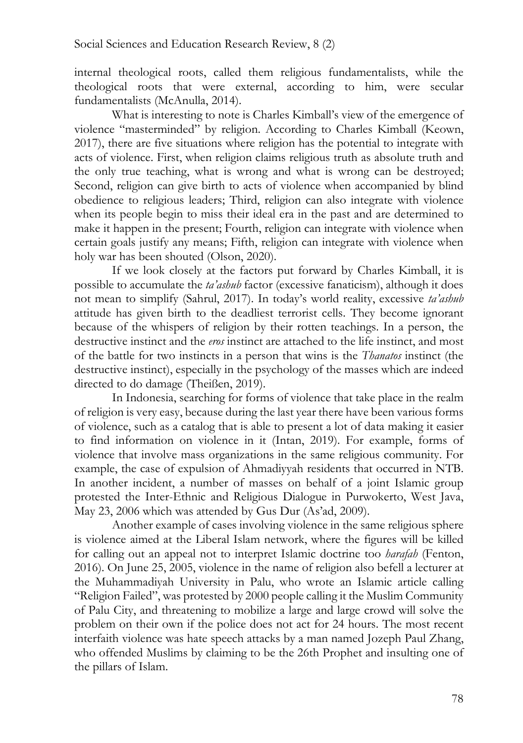internal theological roots, called them religious fundamentalists, while the theological roots that were external, according to him, were secular fundamentalists (McAnulla, 2014).

What is interesting to note is Charles Kimball's view of the emergence of violence "masterminded" by religion. According to Charles Kimball (Keown, 2017), there are five situations where religion has the potential to integrate with acts of violence. First, when religion claims religious truth as absolute truth and the only true teaching, what is wrong and what is wrong can be destroyed; Second, religion can give birth to acts of violence when accompanied by blind obedience to religious leaders; Third, religion can also integrate with violence when its people begin to miss their ideal era in the past and are determined to make it happen in the present; Fourth, religion can integrate with violence when certain goals justify any means; Fifth, religion can integrate with violence when holy war has been shouted (Olson, 2020).

If we look closely at the factors put forward by Charles Kimball, it is possible to accumulate the *ta'ashub* factor (excessive fanaticism), although it does not mean to simplify (Sahrul, 2017). In today's world reality, excessive *ta'ashub* attitude has given birth to the deadliest terrorist cells. They become ignorant because of the whispers of religion by their rotten teachings. In a person, the destructive instinct and the *eros* instinct are attached to the life instinct, and most of the battle for two instincts in a person that wins is the *Thanatos* instinct (the destructive instinct), especially in the psychology of the masses which are indeed directed to do damage (Theißen, 2019).

In Indonesia, searching for forms of violence that take place in the realm of religion is very easy, because during the last year there have been various forms of violence, such as a catalog that is able to present a lot of data making it easier to find information on violence in it (Intan, 2019). For example, forms of violence that involve mass organizations in the same religious community. For example, the case of expulsion of Ahmadiyyah residents that occurred in NTB. In another incident, a number of masses on behalf of a joint Islamic group protested the Inter-Ethnic and Religious Dialogue in Purwokerto, West Java, May 23, 2006 which was attended by Gus Dur (As'ad, 2009).

Another example of cases involving violence in the same religious sphere is violence aimed at the Liberal Islam network, where the figures will be killed for calling out an appeal not to interpret Islamic doctrine too *harafah* (Fenton, 2016). On June 25, 2005, violence in the name of religion also befell a lecturer at the Muhammadiyah University in Palu, who wrote an Islamic article calling "Religion Failed", was protested by 2000 people calling it the Muslim Community of Palu City, and threatening to mobilize a large and large crowd will solve the problem on their own if the police does not act for 24 hours. The most recent interfaith violence was hate speech attacks by a man named Jozeph Paul Zhang, who offended Muslims by claiming to be the 26th Prophet and insulting one of the pillars of Islam.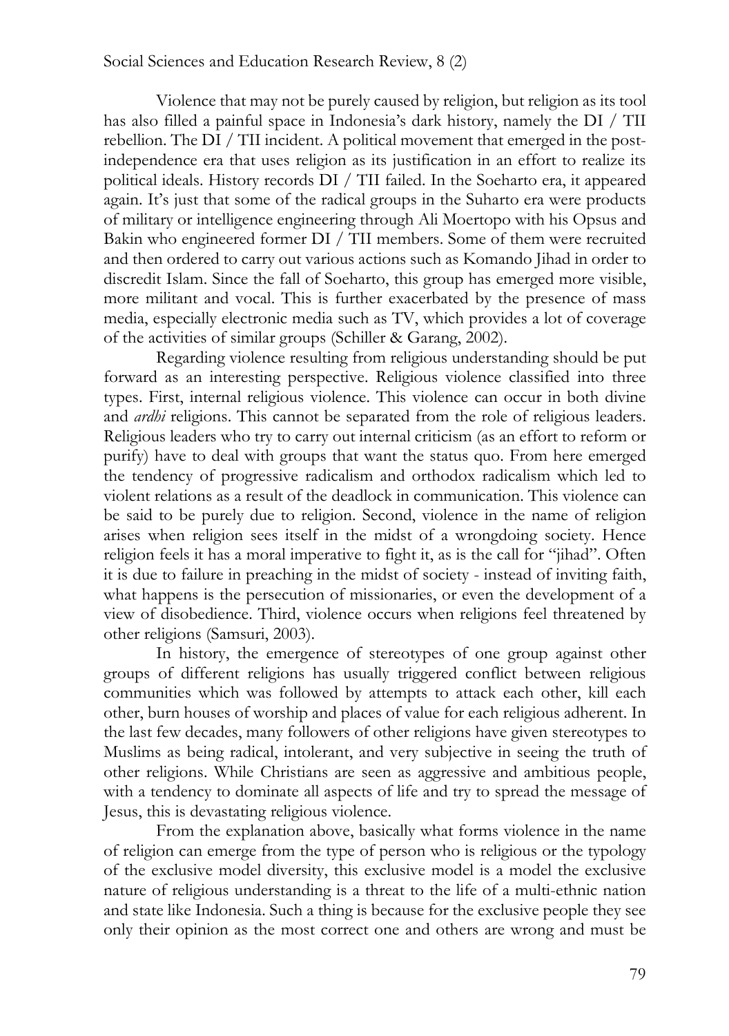Violence that may not be purely caused by religion, but religion as its tool has also filled a painful space in Indonesia's dark history, namely the DI / TII rebellion. The DI / TII incident. A political movement that emerged in the post-independence era that uses religion as its justification in an effort to realize its political ideals. History records DI / TII failed. In the Soeharto era, it appeared again. It's just that some of the radical groups in the Suharto era were products of military or intelligence engineering through Ali Moertopo with his Opsus and Bakin who engineered former DI / TII members. Some of them were recruited and then ordered to carry out various actions such as Komando Jihad in order to discredit Islam. Since the fall of Soeharto, this group has emerged more visible, more militant and vocal. This is further exacerbated by the presence of mass media, especially electronic media such as TV, which provides a lot of coverage of the activities of similar groups (Schiller & Garang, 2002).

Regarding violence resulting from religious understanding should be put forward as an interesting perspective. Religious violence classified into three types. First, internal religious violence. This violence can occur in both divine and *ardhi* religions. This cannot be separated from the role of religious leaders. Religious leaders who try to carry out internal criticism (as an effort to reform or purify) have to deal with groups that want the status quo. From here emerged the tendency of progressive radicalism and orthodox radicalism which led to violent relations as a result of the deadlock in communication. This violence can be said to be purely due to religion. Second, violence in the name of religion arises when religion sees itself in the midst of a wrongdoing society. Hence religion feels it has a moral imperative to fight it, as is the call for "jihad". Often it is due to failure in preaching in the midst of society - instead of inviting faith, what happens is the persecution of missionaries, or even the development of a view of disobedience. Third, violence occurs when religions feel threatened by other religions (Samsuri, 2003).

In history, the emergence of stereotypes of one group against other groups of different religions has usually triggered conflict between religious communities which was followed by attempts to attack each other, kill each other, burn houses of worship and places of value for each religious adherent. In the last few decades, many followers of other religions have given stereotypes to Muslims as being radical, intolerant, and very subjective in seeing the truth of other religions. While Christians are seen as aggressive and ambitious people, with a tendency to dominate all aspects of life and try to spread the message of Jesus, this is devastating religious violence.

From the explanation above, basically what forms violence in the name of religion can emerge from the type of person who is religious or the typology of the exclusive model diversity, this exclusive model is a model the exclusive nature of religious understanding is a threat to the life of a multi-ethnic nation and state like Indonesia. Such a thing is because for the exclusive people they see only their opinion as the most correct one and others are wrong and must be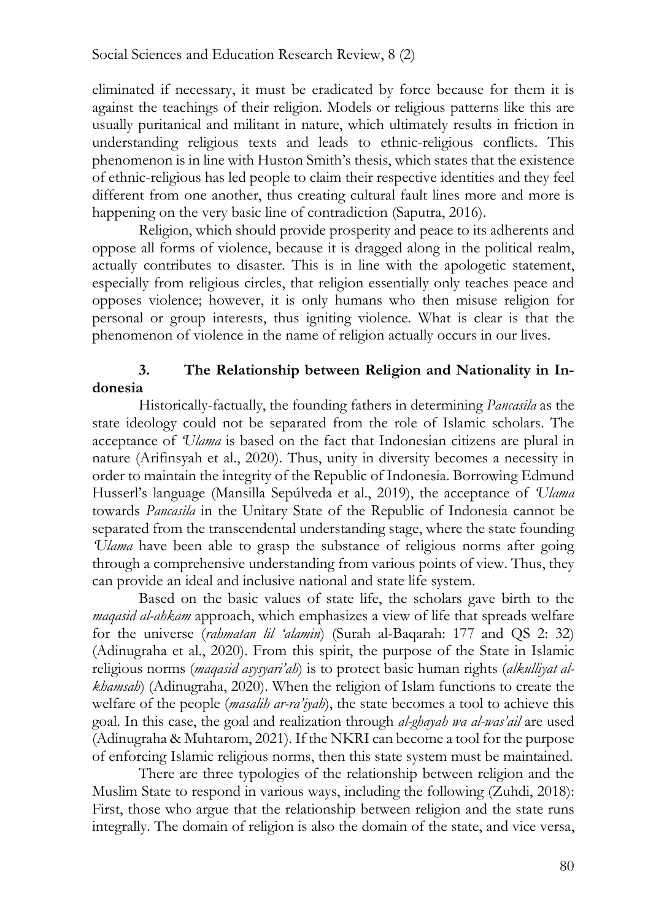eliminated if necessary, it must be eradicated by force because for them it is against the teachings of their religion. Models or religious patterns like this are usually puritanical and militant in nature, which ultimately results in friction in understanding religious texts and leads to ethnic-religious conflicts. This phenomenon is in line with Huston Smith's thesis, which states that the existence of ethnic-religious has led people to claim their respective identities and they feel different from one another, thus creating cultural fault lines more and more is happening on the very basic line of contradiction (Saputra, 2016).

Religion, which should provide prosperity and peace to its adherents and oppose all forms of violence, because it is dragged along in the political realm, actually contributes to disaster. This is in line with the apologetic statement, especially from religious circles, that religion essentially only teaches peace and opposes violence; however, it is only humans who then misuse religion for personal or group interests, thus igniting violence. What is clear is that the phenomenon of violence in the name of religion actually occurs in our lives.

### 3. The Relationship between Religion and Nationality in Indonesia

Historically-factually, the founding fathers in determining *Pancasila* as the state ideology could not be separated from the role of Islamic scholars. The acceptance of *'Ulama* is based on the fact that Indonesian citizens are plural in nature (Arifinsyah et al., 2020). Thus, unity in diversity becomes a necessity in order to maintain the integrity of the Republic of Indonesia. Borrowing Edmund Husserl's language (Mansilla Sepúlveda et al., 2019), the acceptance of *'Ulama* towards *Pancasila* in the Unitary State of the Republic of Indonesia cannot be separated from the transcendental understanding stage, where the state founding *'Ulama* have been able to grasp the substance of religious norms after going through a comprehensive understanding from various points of view. Thus, they can provide an ideal and inclusive national and state life system.

Based on the basic values of state life, the scholars gave birth to the *maqasid al-ahkam* approach, which emphasizes a view of life that spreads welfare for the universe (*rahmatan lil 'alamin*) (Surah al-Baqarah: 177 and QS 2: 32) (Adinugraha et al., 2020). From this spirit, the purpose of the State in Islamic religious norms (*maqasid asysyari'ah*) is to protect basic human rights (*alkulliyat al-khamsah*) (Adinugraha, 2020). When the religion of Islam functions to create the welfare of the people (*masalih ar-ra'iyah*), the state becomes a tool to achieve this goal. In this case, the goal and realization through *al-ghayah wa al-was'ail* are used (Adinugraha & Muhtarom, 2021). If the NKRI can become a tool for the purpose of enforcing Islamic religious norms, then this state system must be maintained.

There are three typologies of the relationship between religion and the Muslim State to respond in various ways, including the following (Zuhdi, 2018): First, those who argue that the relationship between religion and the state runs integrally. The domain of religion is also the domain of the state, and vice versa,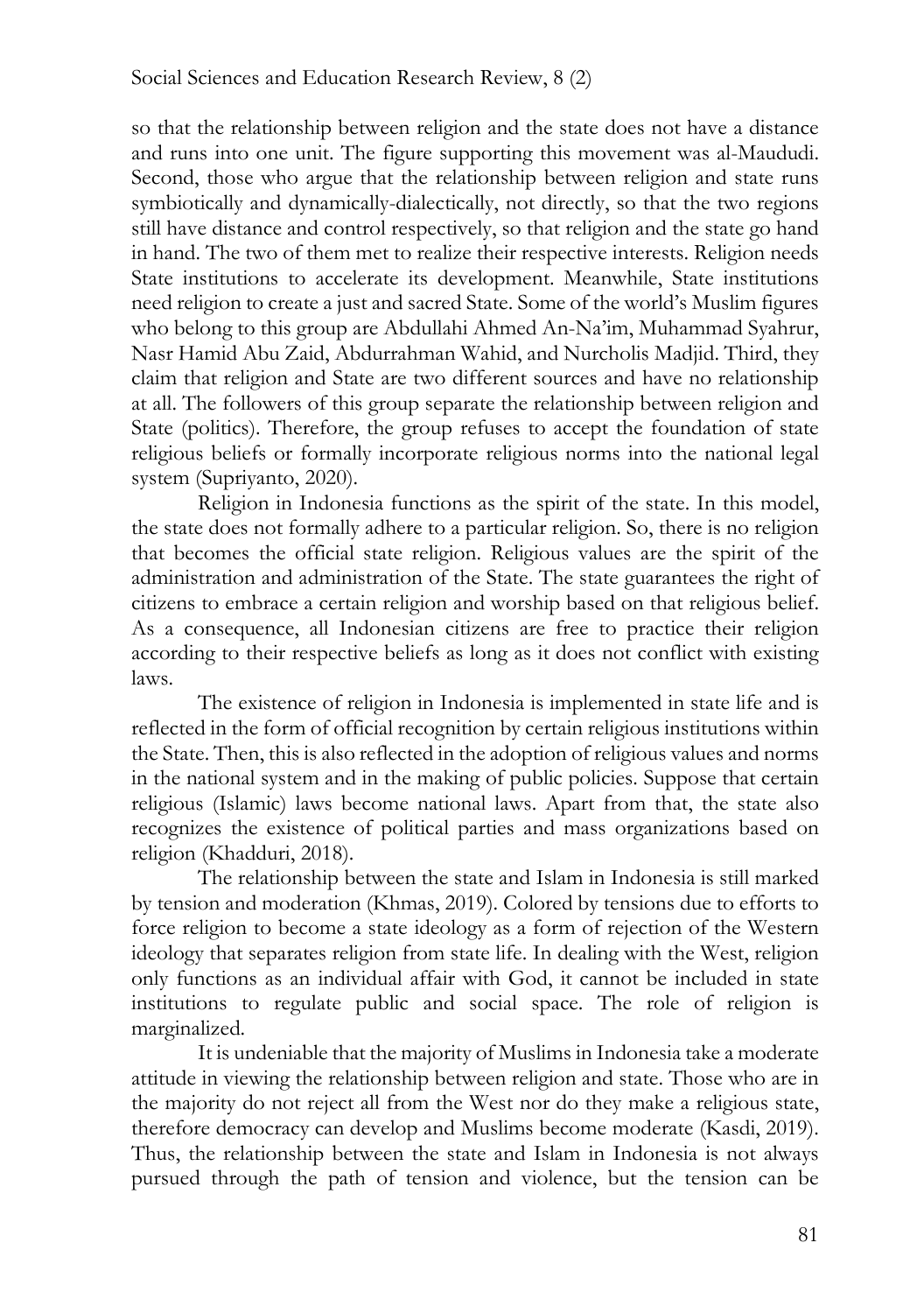so that the relationship between religion and the state does not have a distance and runs into one unit. The figure supporting this movement was al-Maududi. Second, those who argue that the relationship between religion and state runs symbiotically and dynamically-dialectically, not directly, so that the two regions still have distance and control respectively, so that religion and the state go hand in hand. The two of them met to realize their respective interests. Religion needs State institutions to accelerate its development. Meanwhile, State institutions need religion to create a just and sacred State. Some of the world's Muslim figures who belong to this group are Abdullahi Ahmed An-Na'im, Muhammad Syahrur, Nasr Hamid Abu Zaid, Abdurrahman Wahid, and Nurcholis Madjid. Third, they claim that religion and State are two different sources and have no relationship at all. The followers of this group separate the relationship between religion and State (politics). Therefore, the group refuses to accept the foundation of state religious beliefs or formally incorporate religious norms into the national legal system (Supriyanto, 2020).

Religion in Indonesia functions as the spirit of the state. In this model, the state does not formally adhere to a particular religion. So, there is no religion that becomes the official state religion. Religious values are the spirit of the administration and administration of the State. The state guarantees the right of citizens to embrace a certain religion and worship based on that religious belief. As a consequence, all Indonesian citizens are free to practice their religion according to their respective beliefs as long as it does not conflict with existing laws.

The existence of religion in Indonesia is implemented in state life and is reflected in the form of official recognition by certain religious institutions within the State. Then, this is also reflected in the adoption of religious values and norms in the national system and in the making of public policies. Suppose that certain religious (Islamic) laws become national laws. Apart from that, the state also recognizes the existence of political parties and mass organizations based on religion (Khadduri, 2018).

The relationship between the state and Islam in Indonesia is still marked by tension and moderation (Khmas, 2019). Colored by tensions due to efforts to force religion to become a state ideology as a form of rejection of the Western ideology that separates religion from state life. In dealing with the West, religion only functions as an individual affair with God, it cannot be included in state institutions to regulate public and social space. The role of religion is marginalized.

It is undeniable that the majority of Muslims in Indonesia take a moderate attitude in viewing the relationship between religion and state. Those who are in the majority do not reject all from the West nor do they make a religious state, therefore democracy can develop and Muslims become moderate (Kasdi, 2019). Thus, the relationship between the state and Islam in Indonesia is not always pursued through the path of tension and violence, but the tension can be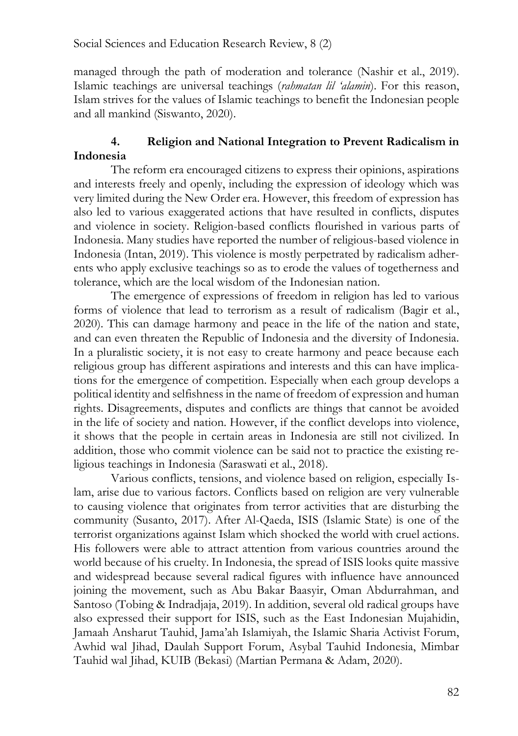managed through the path of moderation and tolerance (Nashir et al., 2019). Islamic teachings are universal teachings (*rahmatan lil 'alamin*). For this reason, Islam strives for the values of Islamic teachings to benefit the Indonesian people and all mankind (Siswanto, 2020).

### 4. Religion and National Integration to Prevent Radicalism in Indonesia

The reform era encouraged citizens to express their opinions, aspirations and interests freely and openly, including the expression of ideology which was very limited during the New Order era. However, this freedom of expression has also led to various exaggerated actions that have resulted in conflicts, disputes and violence in society. Religion-based conflicts flourished in various parts of Indonesia. Many studies have reported the number of religious-based violence in Indonesia (Intan, 2019). This violence is mostly perpetrated by radicalism adherents who apply exclusive teachings so as to erode the values of togetherness and tolerance, which are the local wisdom of the Indonesian nation.

The emergence of expressions of freedom in religion has led to various forms of violence that lead to terrorism as a result of radicalism (Bagir et al., 2020). This can damage harmony and peace in the life of the nation and state, and can even threaten the Republic of Indonesia and the diversity of Indonesia. In a pluralistic society, it is not easy to create harmony and peace because each religious group has different aspirations and interests and this can have implications for the emergence of competition. Especially when each group develops a political identity and selfishness in the name of freedom of expression and human rights. Disagreements, disputes and conflicts are things that cannot be avoided in the life of society and nation. However, if the conflict develops into violence, it shows that the people in certain areas in Indonesia are still not civilized. In addition, those who commit violence can be said not to practice the existing religious teachings in Indonesia (Saraswati et al., 2018).

Various conflicts, tensions, and violence based on religion, especially Islam, arise due to various factors. Conflicts based on religion are very vulnerable to causing violence that originates from terror activities that are disturbing the community (Susanto, 2017). After Al-Qaeda, ISIS (Islamic State) is one of the terrorist organizations against Islam which shocked the world with cruel actions. His followers were able to attract attention from various countries around the world because of his cruelty. In Indonesia, the spread of ISIS looks quite massive and widespread because several radical figures with influence have announced joining the movement, such as Abu Bakar Baasyir, Oman Abdurrahman, and Santoso (Tobing & Indradjaja, 2019). In addition, several old radical groups have also expressed their support for ISIS, such as the East Indonesian Mujahidin, Jamaah Ansharut Tauhid, Jama'ah Islamiyah, the Islamic Sharia Activist Forum, Awhid wal Jihad, Daulah Support Forum, Asybal Tauhid Indonesia, Mimbar Tauhid wal Jihad, KUIB (Bekasi) (Martian Permana & Adam, 2020).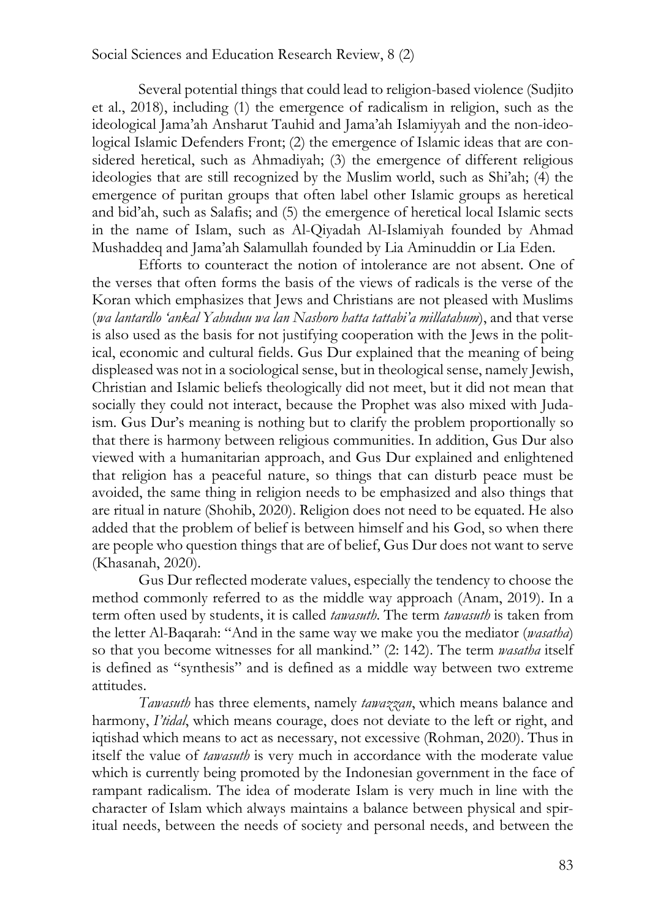Several potential things that could lead to religion-based violence (Sudjito et al., 2018), including (1) the emergence of radicalism in religion, such as the ideological Jama'ah Ansharut Tauhid and Jama'ah Islamiyyah and the non-ideological Islamic Defenders Front; (2) the emergence of Islamic ideas that are considered heretical, such as Ahmadiyah; (3) the emergence of different religious ideologies that are still recognized by the Muslim world, such as Shi'ah; (4) the emergence of puritan groups that often label other Islamic groups as heretical and bid'ah, such as Salafis; and (5) the emergence of heretical local Islamic sects in the name of Islam, such as Al-Qiyadah Al-Islamiyah founded by Ahmad Mushaddeq and Jama'ah Salamullah founded by Lia Aminuddin or Lia Eden.

Efforts to counteract the notion of intolerance are not absent. One of the verses that often forms the basis of the views of radicals is the verse of the Koran which emphasizes that Jews and Christians are not pleased with Muslims (*wa lantardlo 'ankal Yahuduu wa lan Nashoro hatta tattabi'a millatahum*), and that verse is also used as the basis for not justifying cooperation with the Jews in the political, economic and cultural fields. Gus Dur explained that the meaning of being displeased was not in a sociological sense, but in theological sense, namely Jewish, Christian and Islamic beliefs theologically did not meet, but it did not mean that socially they could not interact, because the Prophet was also mixed with Judaism. Gus Dur's meaning is nothing but to clarify the problem proportionally so that there is harmony between religious communities. In addition, Gus Dur also viewed with a humanitarian approach, and Gus Dur explained and enlightened that religion has a peaceful nature, so things that can disturb peace must be avoided, the same thing in religion needs to be emphasized and also things that are ritual in nature (Shohib, 2020). Religion does not need to be equated. He also added that the problem of belief is between himself and his God, so when there are people who question things that are of belief, Gus Dur does not want to serve (Khasanah, 2020).

Gus Dur reflected moderate values, especially the tendency to choose the method commonly referred to as the middle way approach (Anam, 2019). In a term often used by students, it is called *tawasuth*. The term *tawasuth* is taken from the letter Al-Baqarah: "And in the same way we make you the mediator (*wasatha*) so that you become witnesses for all mankind." (2: 142). The term *wasatha* itself is defined as "synthesis" and is defined as a middle way between two extreme attitudes.

*Tawasuth* has three elements, namely *tawazzan*, which means balance and harmony, *I'tidal*, which means courage, does not deviate to the left or right, and iqtishad which means to act as necessary, not excessive (Rohman, 2020). Thus in itself the value of *tawasuth* is very much in accordance with the moderate value which is currently being promoted by the Indonesian government in the face of rampant radicalism. The idea of moderate Islam is very much in line with the character of Islam which always maintains a balance between physical and spiritual needs, between the needs of society and personal needs, and between the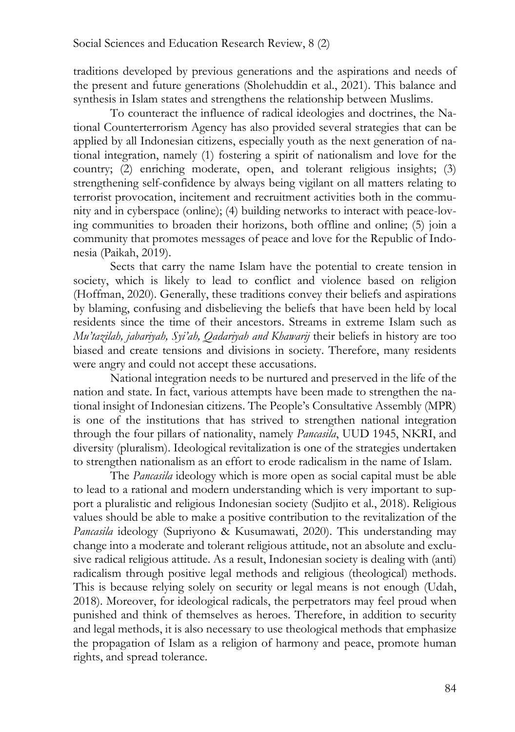traditions developed by previous generations and the aspirations and needs of the present and future generations (Sholehuddin et al., 2021). This balance and synthesis in Islam states and strengthens the relationship between Muslims.

To counteract the influence of radical ideologies and doctrines, the National Counterterrorism Agency has also provided several strategies that can be applied by all Indonesian citizens, especially youth as the next generation of national integration, namely (1) fostering a spirit of nationalism and love for the country; (2) enriching moderate, open, and tolerant religious insights; (3) strengthening self-confidence by always being vigilant on all matters relating to terrorist provocation, incitement and recruitment activities both in the community and in cyberspace (online); (4) building networks to interact with peace-loving communities to broaden their horizons, both offline and online; (5) join a community that promotes messages of peace and love for the Republic of Indonesia (Paikah, 2019).

Sects that carry the name Islam have the potential to create tension in society, which is likely to lead to conflict and violence based on religion (Hoffman, 2020). Generally, these traditions convey their beliefs and aspirations by blaming, confusing and disbelieving the beliefs that have been held by local residents since the time of their ancestors. Streams in extreme Islam such as *Mu'tazilah, jabariyah, Syi'ah, Qadariyah and Khawarij* their beliefs in history are too biased and create tensions and divisions in society. Therefore, many residents were angry and could not accept these accusations.

National integration needs to be nurtured and preserved in the life of the nation and state. In fact, various attempts have been made to strengthen the national insight of Indonesian citizens. The People's Consultative Assembly (MPR) is one of the institutions that has strived to strengthen national integration through the four pillars of nationality, namely *Pancasila*, UUD 1945, NKRI, and diversity (pluralism). Ideological revitalization is one of the strategies undertaken to strengthen nationalism as an effort to erode radicalism in the name of Islam.

The *Pancasila* ideology which is more open as social capital must be able to lead to a rational and modern understanding which is very important to support a pluralistic and religious Indonesian society (Sudjito et al., 2018). Religious values should be able to make a positive contribution to the revitalization of the *Pancasila* ideology (Supriyono & Kusumawati, 2020). This understanding may change into a moderate and tolerant religious attitude, not an absolute and exclusive radical religious attitude. As a result, Indonesian society is dealing with (anti) radicalism through positive legal methods and religious (theological) methods. This is because relying solely on security or legal means is not enough (Udah, 2018). Moreover, for ideological radicals, the perpetrators may feel proud when punished and think of themselves as heroes. Therefore, in addition to security and legal methods, it is also necessary to use theological methods that emphasize the propagation of Islam as a religion of harmony and peace, promote human rights, and spread tolerance.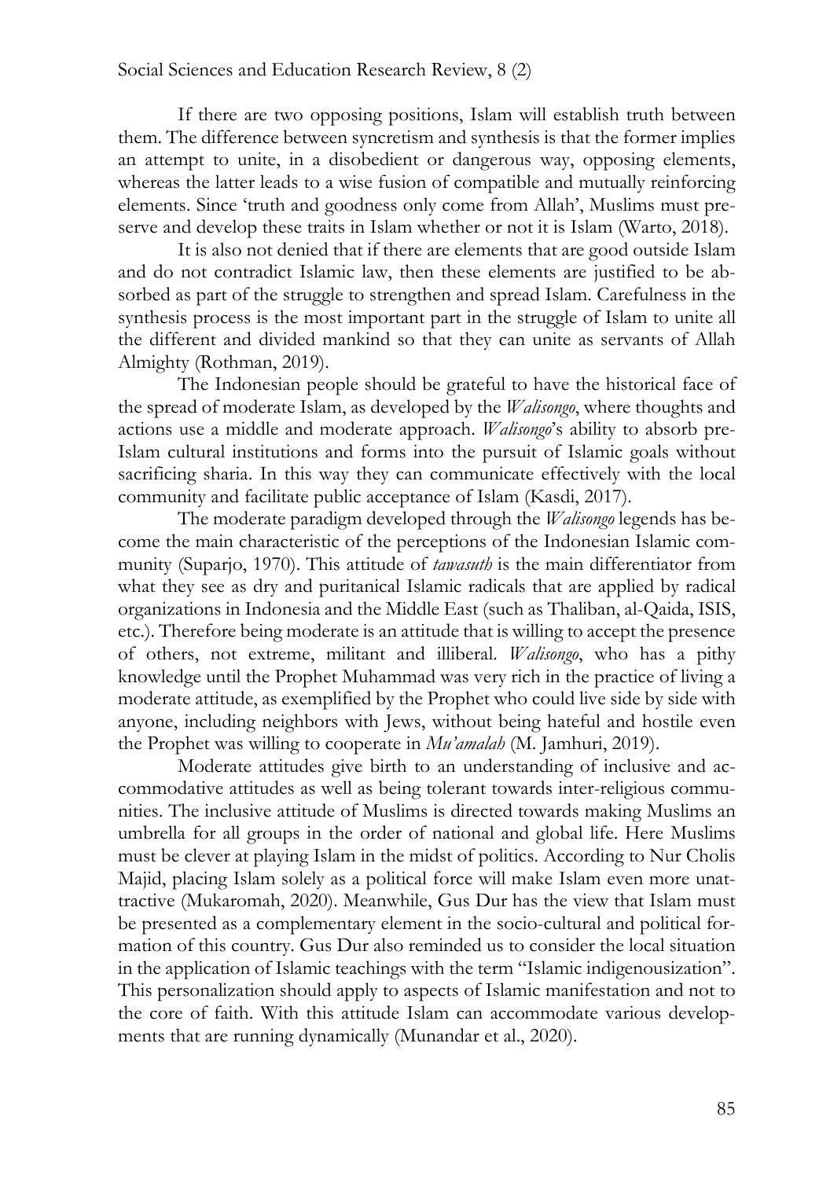If there are two opposing positions, Islam will establish truth between them. The difference between syncretism and synthesis is that the former implies an attempt to unite, in a disobedient or dangerous way, opposing elements, whereas the latter leads to a wise fusion of compatible and mutually reinforcing elements. Since 'truth and goodness only come from Allah', Muslims must preserve and develop these traits in Islam whether or not it is Islam (Warto, 2018).

It is also not denied that if there are elements that are good outside Islam and do not contradict Islamic law, then these elements are justified to be absorbed as part of the struggle to strengthen and spread Islam. Carefulness in the synthesis process is the most important part in the struggle of Islam to unite all the different and divided mankind so that they can unite as servants of Allah Almighty (Rothman, 2019).

The Indonesian people should be grateful to have the historical face of the spread of moderate Islam, as developed by the *Walisongo*, where thoughts and actions use a middle and moderate approach. *Walisongo*'s ability to absorb pre-Islam cultural institutions and forms into the pursuit of Islamic goals without sacrificing sharia. In this way they can communicate effectively with the local community and facilitate public acceptance of Islam (Kasdi, 2017).

The moderate paradigm developed through the *Walisongo* legends has become the main characteristic of the perceptions of the Indonesian Islamic community (Suparjo, 1970). This attitude of *tawasuth* is the main differentiator from what they see as dry and puritanical Islamic radicals that are applied by radical organizations in Indonesia and the Middle East (such as Thaliban, al-Qaida, ISIS, etc.). Therefore being moderate is an attitude that is willing to accept the presence of others, not extreme, militant and illiberal. *Walisongo*, who has a pithy knowledge until the Prophet Muhammad was very rich in the practice of living a moderate attitude, as exemplified by the Prophet who could live side by side with anyone, including neighbors with Jews, without being hateful and hostile even the Prophet was willing to cooperate in *Mu'amalah* (M. Jamhuri, 2019).

Moderate attitudes give birth to an understanding of inclusive and accommodative attitudes as well as being tolerant towards inter-religious communities. The inclusive attitude of Muslims is directed towards making Muslims an umbrella for all groups in the order of national and global life. Here Muslims must be clever at playing Islam in the midst of politics. According to Nur Cholis Majid, placing Islam solely as a political force will make Islam even more unattractive (Mukaromah, 2020). Meanwhile, Gus Dur has the view that Islam must be presented as a complementary element in the socio-cultural and political formation of this country. Gus Dur also reminded us to consider the local situation in the application of Islamic teachings with the term "Islamic indigenousization". This personalization should apply to aspects of Islamic manifestation and not to the core of faith. With this attitude Islam can accommodate various developments that are running dynamically (Munandar et al., 2020).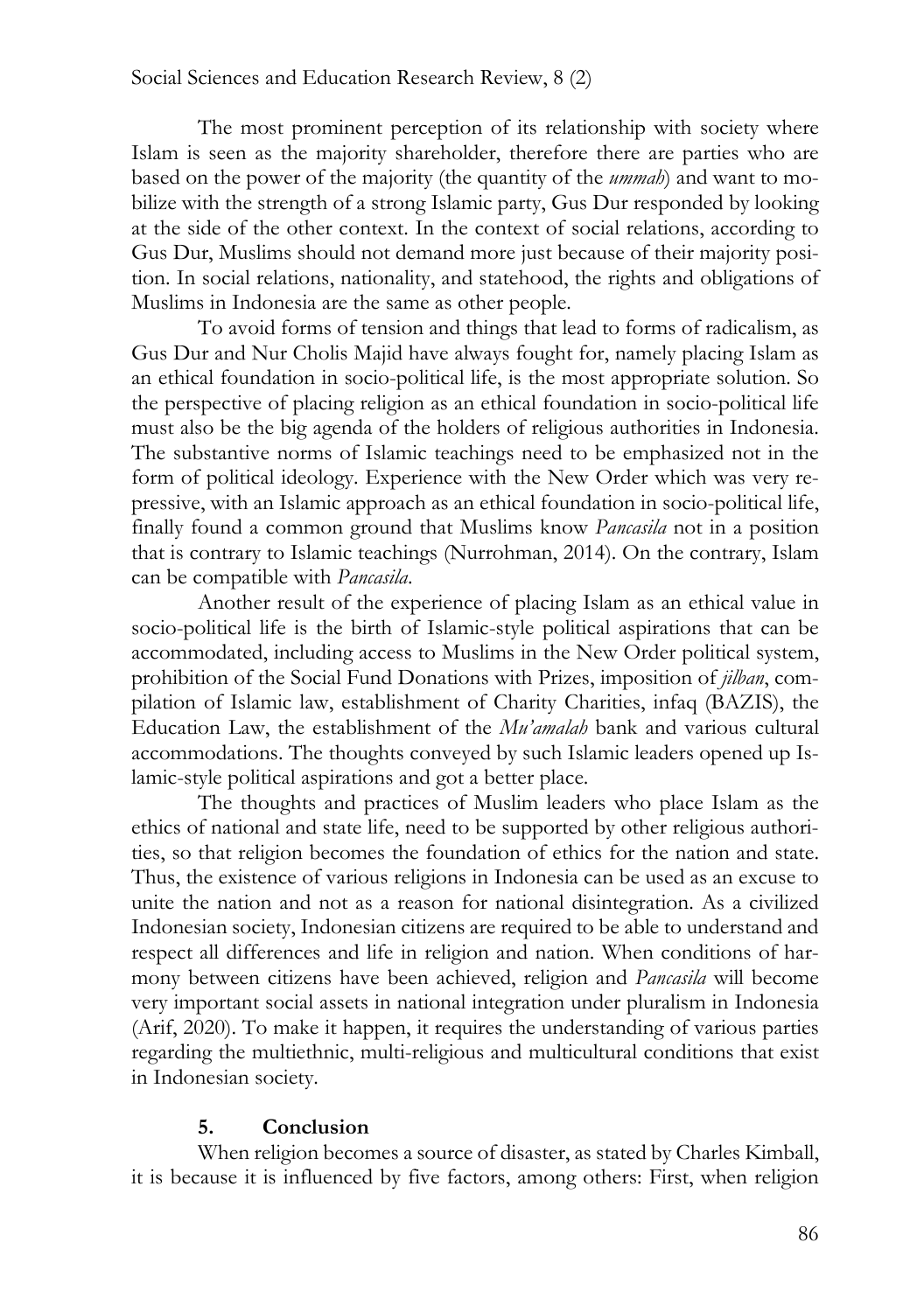The most prominent perception of its relationship with society where Islam is seen as the majority shareholder, therefore there are parties who are based on the power of the majority (the quantity of the *ummah*) and want to mobilize with the strength of a strong Islamic party, Gus Dur responded by looking at the side of the other context. In the context of social relations, according to Gus Dur, Muslims should not demand more just because of their majority position. In social relations, nationality, and statehood, the rights and obligations of Muslims in Indonesia are the same as other people.

To avoid forms of tension and things that lead to forms of radicalism, as Gus Dur and Nur Cholis Majid have always fought for, namely placing Islam as an ethical foundation in socio-political life, is the most appropriate solution. So the perspective of placing religion as an ethical foundation in socio-political life must also be the big agenda of the holders of religious authorities in Indonesia. The substantive norms of Islamic teachings need to be emphasized not in the form of political ideology. Experience with the New Order which was very repressive, with an Islamic approach as an ethical foundation in socio-political life, finally found a common ground that Muslims know *Pancasila* not in a position that is contrary to Islamic teachings (Nurrohman, 2014). On the contrary, Islam can be compatible with *Pancasila*.

Another result of the experience of placing Islam as an ethical value in socio-political life is the birth of Islamic-style political aspirations that can be accommodated, including access to Muslims in the New Order political system, prohibition of the Social Fund Donations with Prizes, imposition of *jilban*, compilation of Islamic law, establishment of Charity Charities, infaq (BAZIS), the Education Law, the establishment of the *Mu'amalah* bank and various cultural accommodations. The thoughts conveyed by such Islamic leaders opened up Islamic-style political aspirations and got a better place.

The thoughts and practices of Muslim leaders who place Islam as the ethics of national and state life, need to be supported by other religious authorities, so that religion becomes the foundation of ethics for the nation and state. Thus, the existence of various religions in Indonesia can be used as an excuse to unite the nation and not as a reason for national disintegration. As a civilized Indonesian society, Indonesian citizens are required to be able to understand and respect all differences and life in religion and nation. When conditions of harmony between citizens have been achieved, religion and *Pancasila* will become very important social assets in national integration under pluralism in Indonesia (Arif, 2020). To make it happen, it requires the understanding of various parties regarding the multiethnic, multi-religious and multicultural conditions that exist in Indonesian society.

## 5. Conclusion

When religion becomes a source of disaster, as stated by Charles Kimball, it is because it is influenced by five factors, among others: First, when religion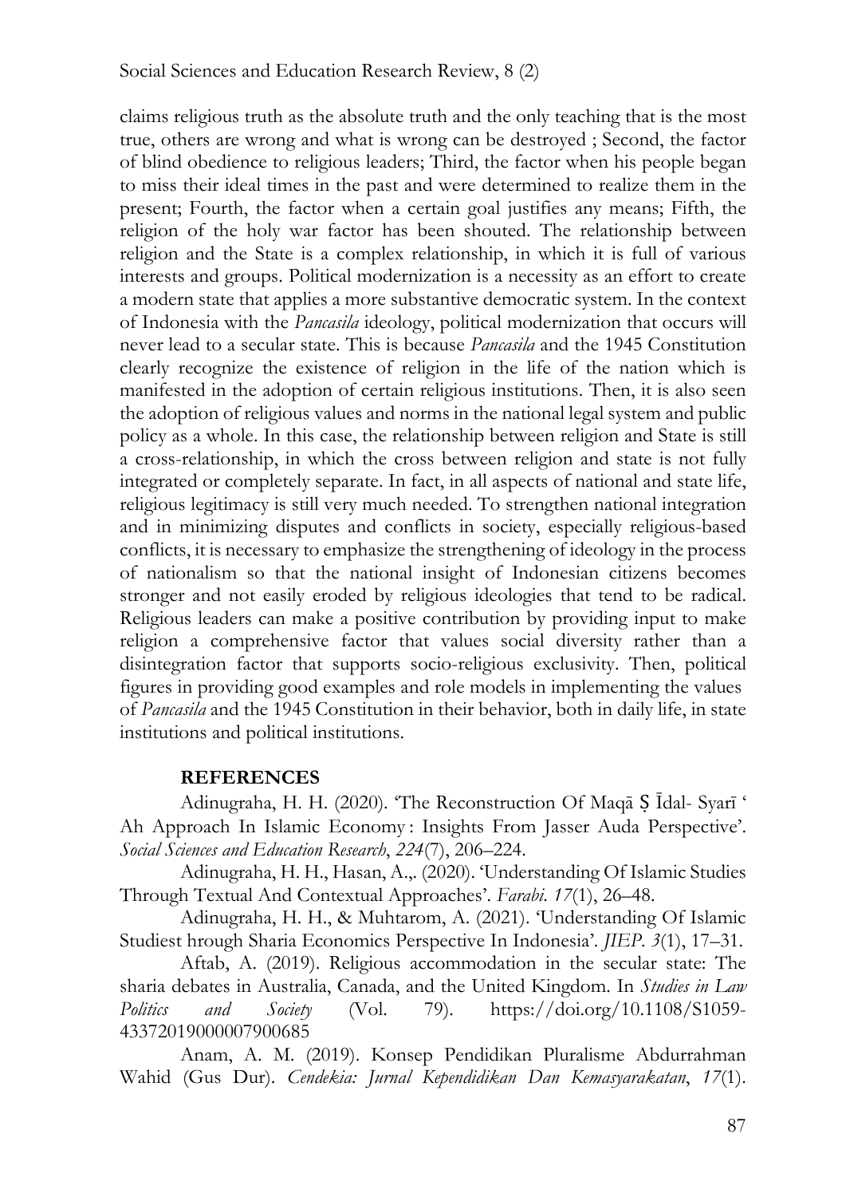claims religious truth as the absolute truth and the only teaching that is the most true, others are wrong and what is wrong can be destroyed ; Second, the factor of blind obedience to religious leaders; Third, the factor when his people began to miss their ideal times in the past and were determined to realize them in the present; Fourth, the factor when a certain goal justifies any means; Fifth, the religion of the holy war factor has been shouted. The relationship between religion and the State is a complex relationship, in which it is full of various interests and groups. Political modernization is a necessity as an effort to create a modern state that applies a more substantive democratic system. In the context of Indonesia with the *Pancasila* ideology, political modernization that occurs will never lead to a secular state. This is because *Pancasila* and the 1945 Constitution clearly recognize the existence of religion in the life of the nation which is manifested in the adoption of certain religious institutions. Then, it is also seen the adoption of religious values and norms in the national legal system and public policy as a whole. In this case, the relationship between religion and State is still a cross-relationship, in which the cross between religion and state is not fully integrated or completely separate. In fact, in all aspects of national and state life, religious legitimacy is still very much needed. To strengthen national integration and in minimizing disputes and conflicts in society, especially religious-based conflicts, it is necessary to emphasize the strengthening of ideology in the process of nationalism so that the national insight of Indonesian citizens becomes stronger and not easily eroded by religious ideologies that tend to be radical. Religious leaders can make a positive contribution by providing input to make religion a comprehensive factor that values social diversity rather than a disintegration factor that supports socio-religious exclusivity. Then, political figures in providing good examples and role models in implementing the values of *Pancasila* and the 1945 Constitution in their behavior, both in daily life, in state institutions and political institutions.

## REFERENCES

Adinugraha, H. H. (2020). 'The Reconstruction Of Maqā Ṣ Īdal- Syarī ' Ah Approach In Islamic Economy : Insights From Jasser Auda Perspective'. *Social Sciences and Education Research*, *224*(7), 206–224.

Adinugraha, H. H., Hasan, A.,. (2020). 'Understanding Of Islamic Studies Through Textual And Contextual Approaches'. *Farabi*. *17*(1), 26–48.

Adinugraha, H. H., & Muhtarom, A. (2021). 'Understanding Of Islamic Studiest hrough Sharia Economics Perspective In Indonesia'. *JIEP*. *3*(1), 17–31.

Aftab, A. (2019). Religious accommodation in the secular state: The sharia debates in Australia, Canada, and the United Kingdom. In *Studies in Law Politics and Society* (Vol. 79). https://doi.org/10.1108/S1059-433720190000079006 85

Anam, A. M. (2019). Konsep Pendidikan Pluralisme Abdurrahman Wahid (Gus Dur). *Cendekia: Jurnal Kependidikan Dan Kemasyarakatan*, *17*(1).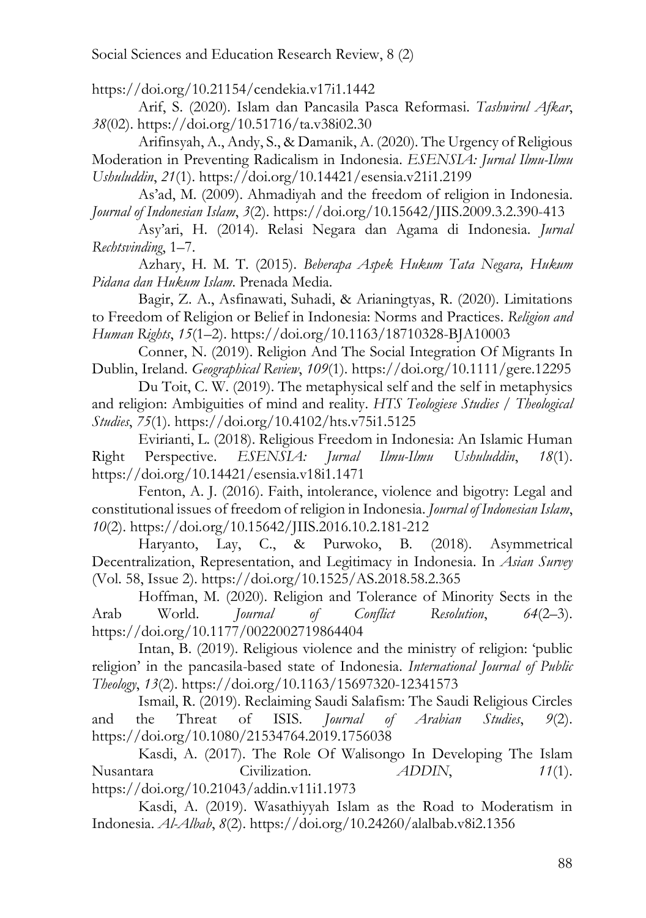https://doi.org/10.21154/cendekia.v17i1.1442

Arif, S. (2020). Islam dan Pancasila Pasca Reformasi. *Tashwirul Afkar*, *38*(02). https://doi.org/10.51716/ta.v38i02.30

Arifinsyah, A., Andy, S., & Damanik, A. (2020). The Urgency of Religious Moderation in Preventing Radicalism in Indonesia. *ESENSIA: Jurnal Ilmu-Ilmu Ushuluddin*, *21*(1). https://doi.org/10.14421/esensia.v21i1.2199

As'ad, M. (2009). Ahmadiyah and the freedom of religion in Indonesia. *Journal of Indonesian Islam*, *3*(2). https://doi.org/10.15642/JIIS.2009.3.2.390-413

Asy'ari, H. (2014). Relasi Negara dan Agama di Indonesia. *Jurnal Rechtsvinding*, 1–7.

Azhary, H. M. T. (2015). *Beberapa Aspek Hukum Tata Negara, Hukum Pidana dan Hukum Islam*. Prenada Media.

Bagir, Z. A., Asfinawati, Suhadi, & Arianingtyas, R. (2020). Limitations to Freedom of Religion or Belief in Indonesia: Norms and Practices. *Religion and Human Rights*, *15*(1–2). https://doi.org/10.1163/18710328-BJA10003

Conner, N. (2019). Religion And The Social Integration Of Migrants In Dublin, Ireland. *Geographical Review*, *109*(1). https://doi.org/10.1111/gere.12295

Du Toit, C. W. (2019). The metaphysical self and the self in metaphysics and religion: Ambiguities of mind and reality. *HTS Teologiese Studies / Theological Studies*, *75*(1). https://doi.org/10.4102/hts.v75i1.5125

Evirianti, L. (2018). Religious Freedom in Indonesia: An Islamic Human Right Perspective. *ESENSIA: Jurnal Ilmu-Ilmu Ushuluddin*, *18*(1). https://doi.org/10.14421/esensia.v18i1.1471

Fenton, A. J. (2016). Faith, intolerance, violence and bigotry: Legal and constitutional issues of freedom of religion in Indonesia. *Journal of Indonesian Islam*, *10*(2). https://doi.org/10.15642/JIIS.2016.10.2.181-212

Haryanto, Lay, C., & Purwoko, B. (2018). Asymmetrical Decentralization, Representation, and Legitimacy in Indonesia. In *Asian Survey* (Vol. 58, Issue 2). https://doi.org/10.1525/AS.2018.58.2.365

Hoffman, M. (2020). Religion and Tolerance of Minority Sects in the Arab World. *Journal of Conflict Resolution*, *64*(2–3). https://doi.org/10.1177/0022002719864404

Intan, B. (2019). Religious violence and the ministry of religion: 'public religion' in the pancasila-based state of Indonesia. *International Journal of Public Theology*, *13*(2). https://doi.org/10.1163/15697320-12341573

Ismail, R. (2019). Reclaiming Saudi Salafism: The Saudi Religious Circles and the Threat of ISIS. *Journal of Arabian Studies*, *9*(2). https://doi.org/10.1080/21534764.2019.1756038

Kasdi, A. (2017). The Role Of Walisongo In Developing The Islam Nusantara Civilization. *ADDIN*, *11*(1). https://doi.org/10.21043/addin.v11i1.1973

Kasdi, A. (2019). Wasathiyyah Islam as the Road to Moderatism in Indonesia. *Al-Albab*, *8*(2). https://doi.org/10.24260/alalbab.v8i2.1356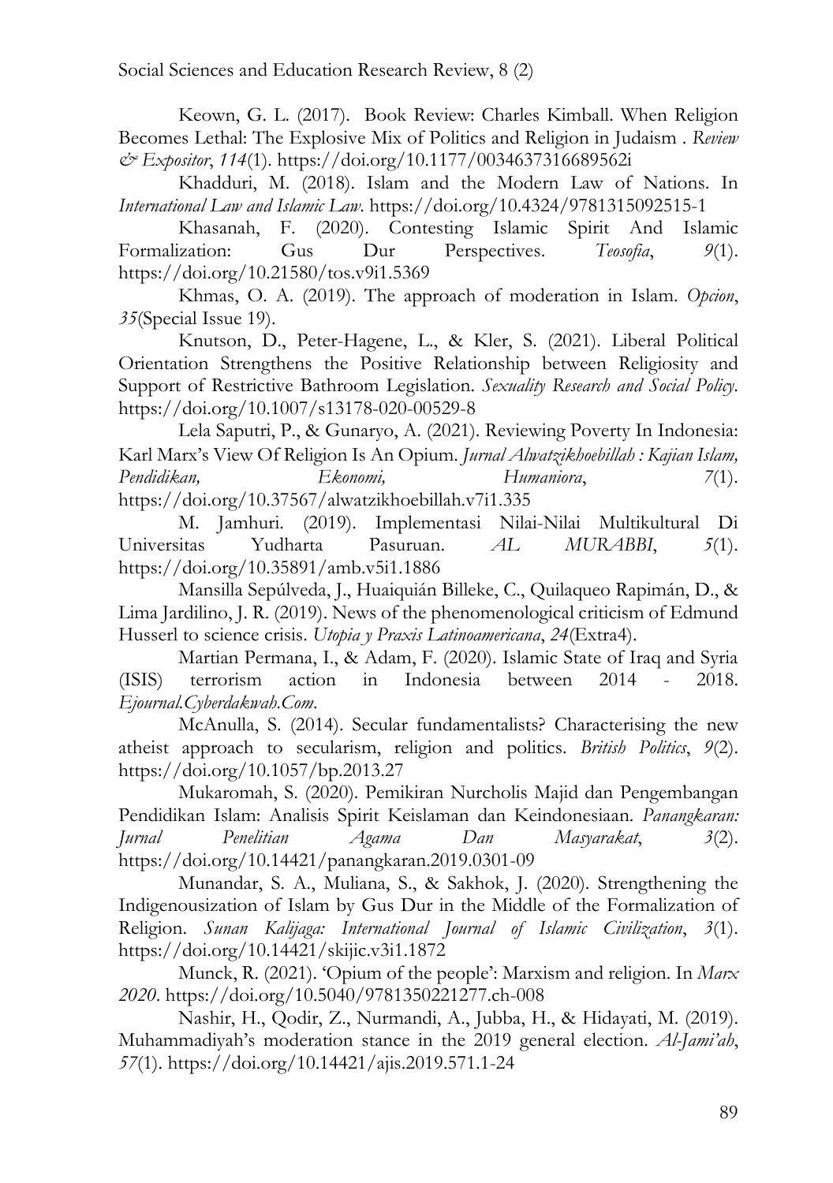Keown, G. L. (2017). Book Review: Charles Kimball. When Religion Becomes Lethal: The Explosive Mix of Politics and Religion in Judaism . *Review & Expositor*, *114*(1). https://doi.org/10.1177/0034637316689562i

Khadduri, M. (2018). Islam and the Modern Law of Nations. In *International Law and Islamic Law*. https://doi.org/10.4324/9781315092515-1

Khasanah, F. (2020). Contesting Islamic Spirit And Islamic Formalization: Gus Dur Perspectives. *Teosofia*, *9*(1). https://doi.org/10.21580/tos.v9i1.5369

Khmas, O. A. (2019). The approach of moderation in Islam. *Opcion*, *35*(Special Issue 19).

Knutson, D., Peter-Hagene, L., & Kler, S. (2021). Liberal Political Orientation Strengthens the Positive Relationship between Religiosity and Support of Restrictive Bathroom Legislation. *Sexuality Research and Social Policy*. https://doi.org/10.1007/s13178-020-00529-8

Lela Saputri, P., & Gunaryo, A. (2021). Reviewing Poverty In Indonesia: Karl Marx's View Of Religion Is An Opium. *Jurnal Alwatzikhoebillah : Kajian Islam, Pendidikan, Ekonomi, Humaniora*, *7*(1). https://doi.org/10.37567/alwatzikhoebillah.v7i1.335

M. Jamhuri. (2019). Implementasi Nilai-Nilai Multikultural Di Universitas Yudharta Pasuruan. *AL MURABBI*, *5*(1). https://doi.org/10.35891/amb.v5i1.1886

Mansilla Sepúlveda, J., Huaiquián Billeke, C., Quilaqueo Rapimán, D., & Lima Jardilino, J. R. (2019). News of the phenomenological criticism of Edmund Husserl to science crisis. *Utopia y Praxis Latinoamericana*, *24*(Extra4).

Martian Permana, I., & Adam, F. (2020). Islamic State of Iraq and Syria (ISIS) terrorism action in Indonesia between 2014 - 2018. *Ejournal.Cyberdakwah.Com*.

McAnulla, S. (2014). Secular fundamentalists? Characterising the new atheist approach to secularism, religion and politics. *British Politics*, *9*(2). https://doi.org/10.1057/bp.2013.27

Mukaromah, S. (2020). Pemikiran Nurcholis Majid dan Pengembangan Pendidikan Islam: Analisis Spirit Keislaman dan Keindonesiaan. *Panangkaran: Jurnal Penelitian Agama Dan Masyarakat*, *3*(2). https://doi.org/10.14421/panangkaran.2019.0301-09

Munandar, S. A., Muliana, S., & Sakhok, J. (2020). Strengthening the Indigenousization of Islam by Gus Dur in the Middle of the Formalization of Religion. *Sunan Kalijaga: International Journal of Islamic Civilization*, *3*(1). https://doi.org/10.14421/skijic.v3i1.1872

Munck, R. (2021). 'Opium of the people': Marxism and religion. In *Marx 2020*. https://doi.org/10.5040/9781350221277.ch-008

Nashir, H., Qodir, Z., Nurmandi, A., Jubba, H., & Hidayati, M. (2019). Muhammadiyah's moderation stance in the 2019 general election. *Al-Jami'ah*, *57*(1). https://doi.org/10.14421/ajis.2019.571.1-24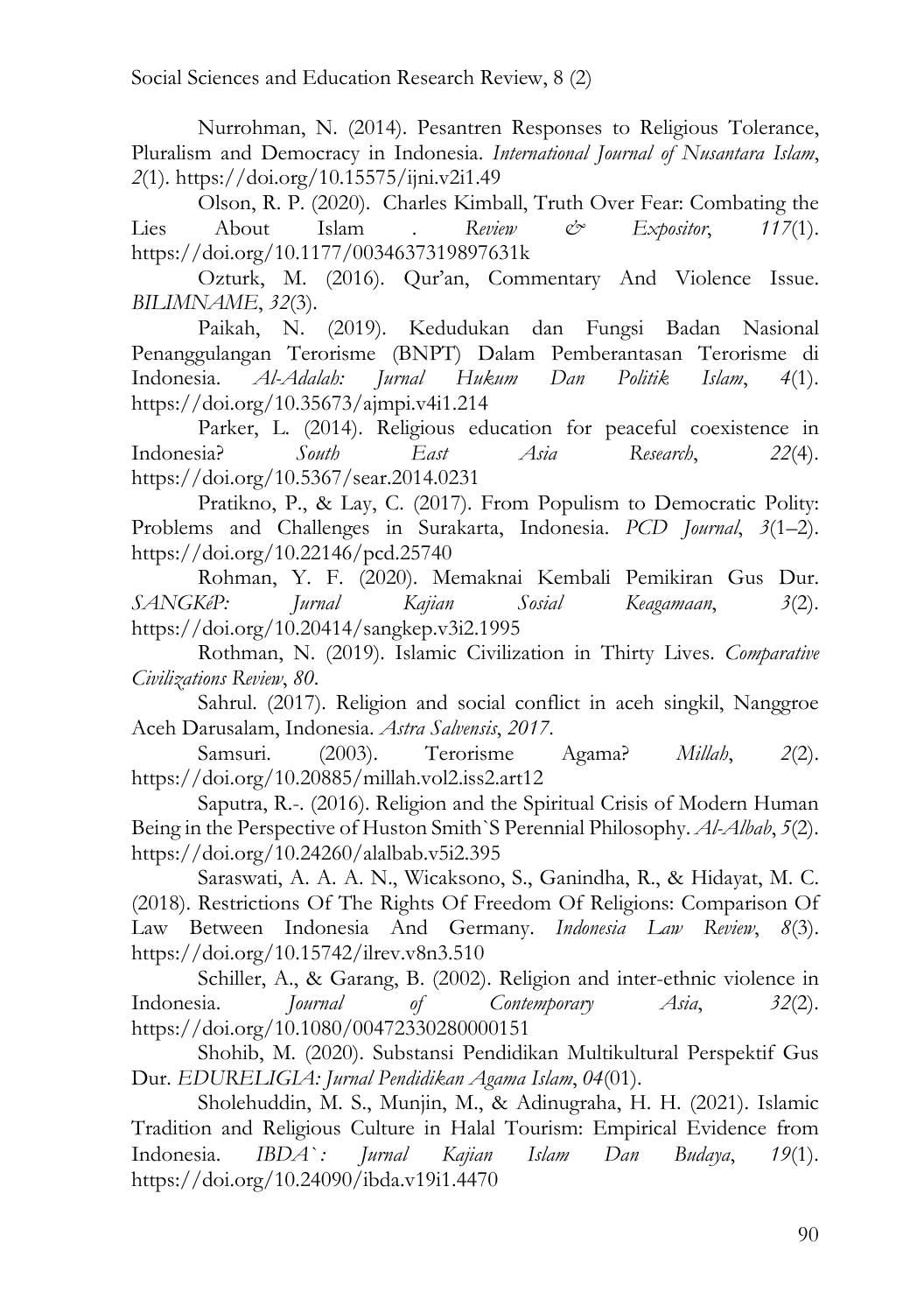Nurrohman, N. (2014). Pesantren Responses to Religious Tolerance, Pluralism and Democracy in Indonesia. *International Journal of Nusantara Islam*, *2*(1). https://doi.org/10.15575/ijni.v2i1.49

Olson, R. P. (2020). Charles Kimball, Truth Over Fear: Combating the Lies About Islam . *Review & Expositor*, *117*(1). https://doi.org/10.1177/0034637319897631k

Ozturk, M. (2016). Qur'an, Commentary And Violence Issue. *BILIMNAME*, *32*(3).

Paikah, N. (2019). Kedudukan dan Fungsi Badan Nasional Penanggulangan Terorisme (BNPT) Dalam Pemberantasan Terorisme di Indonesia. *Al-Adalah: Jurnal Hukum Dan Politik Islam*, *4*(1). https://doi.org/10.35673/ajmpi.v4i1.214

Parker, L. (2014). Religious education for peaceful coexistence in Indonesia? *South East Asia Research*, *22*(4). https://doi.org/10.5367/sear.2014.0231

Pratikno, P., & Lay, C. (2017). From Populism to Democratic Polity: Problems and Challenges in Surakarta, Indonesia. *PCD Journal*, *3*(1–2). https://doi.org/10.22146/pcd.25740

Rohman, Y. F. (2020). Memaknai Kembali Pemikiran Gus Dur. *SANGKéP: Jurnal Kajian Sosial Keagamaan*, *3*(2). https://doi.org/10.20414/sangkep.v3i2.1995

Rothman, N. (2019). Islamic Civilization in Thirty Lives. *Comparative Civilizations Review*, *80*.

Sahrul. (2017). Religion and social conflict in aceh singkil, Nanggroe Aceh Darusalam, Indonesia. *Astra Salvensis*, *2017*.

Samsuri. (2003). Terorisme Agama? *Millah*, *2*(2). https://doi.org/10.20885/millah.vol2.iss2.art12

Saputra, R.-. (2016). Religion and the Spiritual Crisis of Modern Human Being in the Perspective of Huston Smith`S Perennial Philosophy. *Al-Albab*, *5*(2). https://doi.org/10.24260/alalbab.v5i2.395

Saraswati, A. A. A. N., Wicaksono, S., Ganindha, R., & Hidayat, M. C. (2018). Restrictions Of The Rights Of Freedom Of Religions: Comparison Of Law Between Indonesia And Germany. *Indonesia Law Review*, *8*(3). https://doi.org/10.15742/ilrev.v8n3.510

Schiller, A., & Garang, B. (2002). Religion and inter-ethnic violence in Indonesia. *Journal of Contemporary Asia*, *32*(2). https://doi.org/10.1080/00472330280000151

Shohib, M. (2020). Substansi Pendidikan Multikultural Perspektif Gus Dur. *EDURELIGIA: Jurnal Pendidikan Agama Islam*, *04*(01).

Sholehuddin, M. S., Munjin, M., & Adinugraha, H. H. (2021). Islamic Tradition and Religious Culture in Halal Tourism: Empirical Evidence from Indonesia. *IBDA`: Jurnal Kajian Islam Dan Budaya*, *19*(1). https://doi.org/10.24090/ibda.v19i1.4470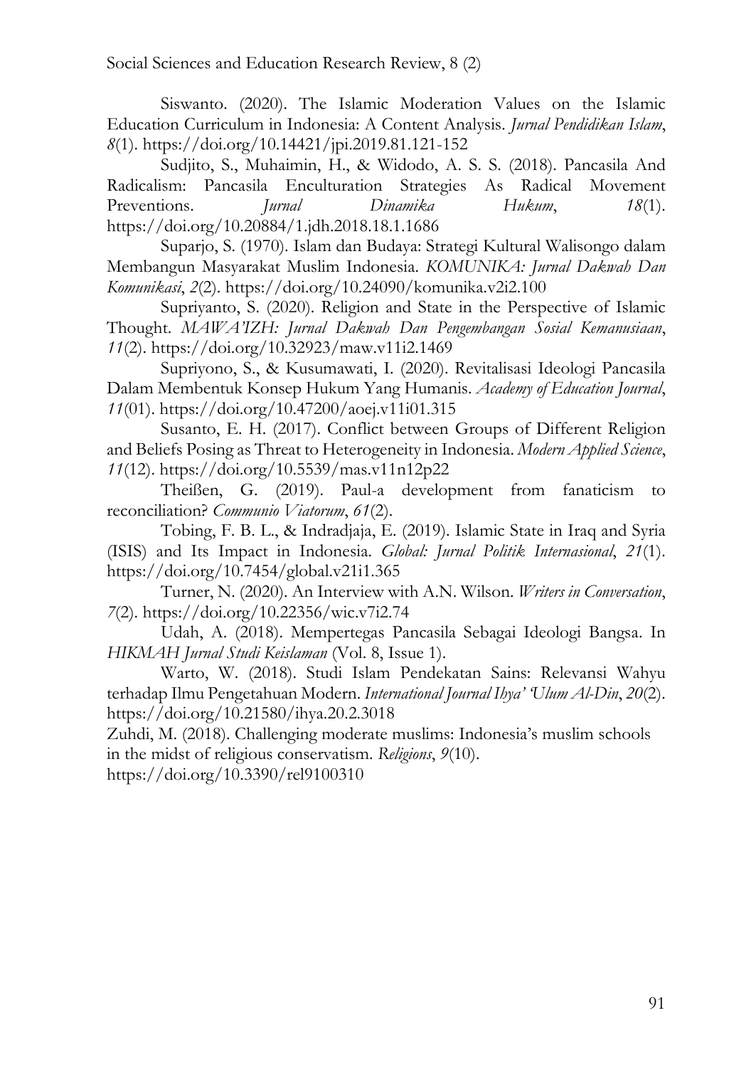Siswanto. (2020). The Islamic Moderation Values on the Islamic Education Curriculum in Indonesia: A Content Analysis. *Jurnal Pendidikan Islam*, *8*(1). https://doi.org/10.14421/jpi.2019.81.121-152

Sudjito, S., Muhaimin, H., & Widodo, A. S. S. (2018). Pancasila And Radicalism: Pancasila Enculturation Strategies As Radical Movement Preventions. *Jurnal Dinamika Hukum*, *18*(1). https://doi.org/10.20884/1.jdh.2018.18.1.1686

Suparjo, S. (1970). Islam dan Budaya: Strategi Kultural Walisongo dalam Membangun Masyarakat Muslim Indonesia. *KOMUNIKA: Jurnal Dakwah Dan Komunikasi*, *2*(2). https://doi.org/10.24090/komunika.v2i2.100

Supriyanto, S. (2020). Religion and State in the Perspective of Islamic Thought. *MAWA'IZH: Jurnal Dakwah Dan Pengembangan Sosial Kemanusiaan*, *11*(2). https://doi.org/10.32923/maw.v11i2.1469

Supriyono, S., & Kusumawati, I. (2020). Revitalisasi Ideologi Pancasila Dalam Membentuk Konsep Hukum Yang Humanis. *Academy of Education Journal*, *11*(01). https://doi.org/10.47200/aoej.v11i01.315

Susanto, E. H. (2017). Conflict between Groups of Different Religion and Beliefs Posing as Threat to Heterogeneity in Indonesia. *Modern Applied Science*, *11*(12). https://doi.org/10.5539/mas.v11n12p22

Theißen, G. (2019). Paul-a development from fanaticism to reconciliation? *Communio Viatorum*, *61*(2).

Tobing, F. B. L., & Indradjaja, E. (2019). Islamic State in Iraq and Syria (ISIS) and Its Impact in Indonesia. *Global: Jurnal Politik Internasional*, *21*(1). https://doi.org/10.7454/global.v21i1.365

Turner, N. (2020). An Interview with A.N. Wilson. *Writers in Conversation*, *7*(2). https://doi.org/10.22356/wic.v7i2.74

Udah, A. (2018). Mempertegas Pancasila Sebagai Ideologi Bangsa. In *HIKMAH Jurnal Studi Keislaman* (Vol. 8, Issue 1).

Warto, W. (2018). Studi Islam Pendekatan Sains: Relevansi Wahyu terhadap Ilmu Pengetahuan Modern. *International Journal Ihya' 'Ulum Al-Din*, *20*(2). https://doi.org/10.21580/ihya.20.2.3018

Zuhdi, M. (2018). Challenging moderate muslims: Indonesia's muslim schools in the midst of religious conservatism. *Religions*, *9*(10). https://doi.org/10.3390/rel9100310